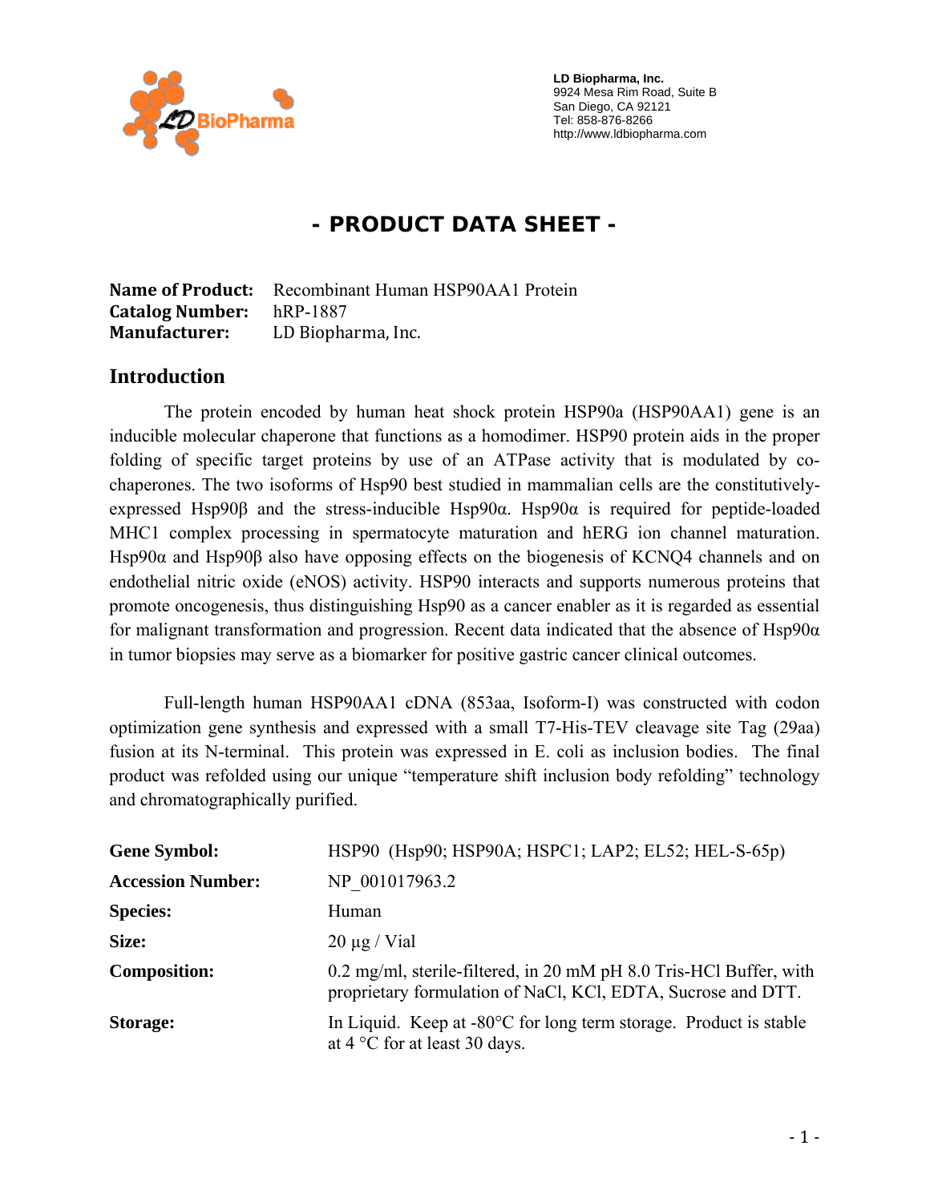LD Biopharma, Inc.
9924 Mesa Rim Road, Suite B
San Diego, CA 92121
Tel: 858-876-8266
http://www.ldbiopharma.com

# - PRODUCT DATA SHEET -

**Name of Product:** Recombinant Human HSP90AA1 Protein
**Catalog Number:** hRP-1887
**Manufacturer:** LD Biopharma, Inc.

## Introduction

The protein encoded by human heat shock protein HSP90a (HSP90AA1) gene is an inducible molecular chaperone that functions as a homodimer. HSP90 protein aids in the proper folding of specific target proteins by use of an ATPase activity that is modulated by co-chaperones. The two isoforms of Hsp90 best studied in mammalian cells are the constitutively-expressed Hsp90β and the stress-inducible Hsp90α. Hsp90α is required for peptide-loaded MHC1 complex processing in spermatocyte maturation and hERG ion channel maturation. Hsp90α and Hsp90β also have opposing effects on the biogenesis of KCNQ4 channels and on endothelial nitric oxide (eNOS) activity. HSP90 interacts and supports numerous proteins that promote oncogenesis, thus distinguishing Hsp90 as a cancer enabler as it is regarded as essential for malignant transformation and progression. Recent data indicated that the absence of Hsp90α in tumor biopsies may serve as a biomarker for positive gastric cancer clinical outcomes.

Full-length human HSP90AA1 cDNA (853aa, Isoform-I) was constructed with codon optimization gene synthesis and expressed with a small T7-His-TEV cleavage site Tag (29aa) fusion at its N-terminal. This protein was expressed in E. coli as inclusion bodies. The final product was refolded using our unique "temperature shift inclusion body refolding" technology and chromatographically purified.

| | |
|---|---|
| **Gene Symbol:** | HSP90 (Hsp90; HSP90A; HSPC1; LAP2; EL52; HEL-S-65p) |
| **Accession Number:** | NP_001017963.2 |
| **Species:** | Human |
| **Size:** | 20 µg / Vial |
| **Composition:** | 0.2 mg/ml, sterile-filtered, in 20 mM pH 8.0 Tris-HCl Buffer, with proprietary formulation of NaCl, KCl, EDTA, Sucrose and DTT. |
| **Storage:** | In Liquid. Keep at -80°C for long term storage. Product is stable at 4 °C for at least 30 days. |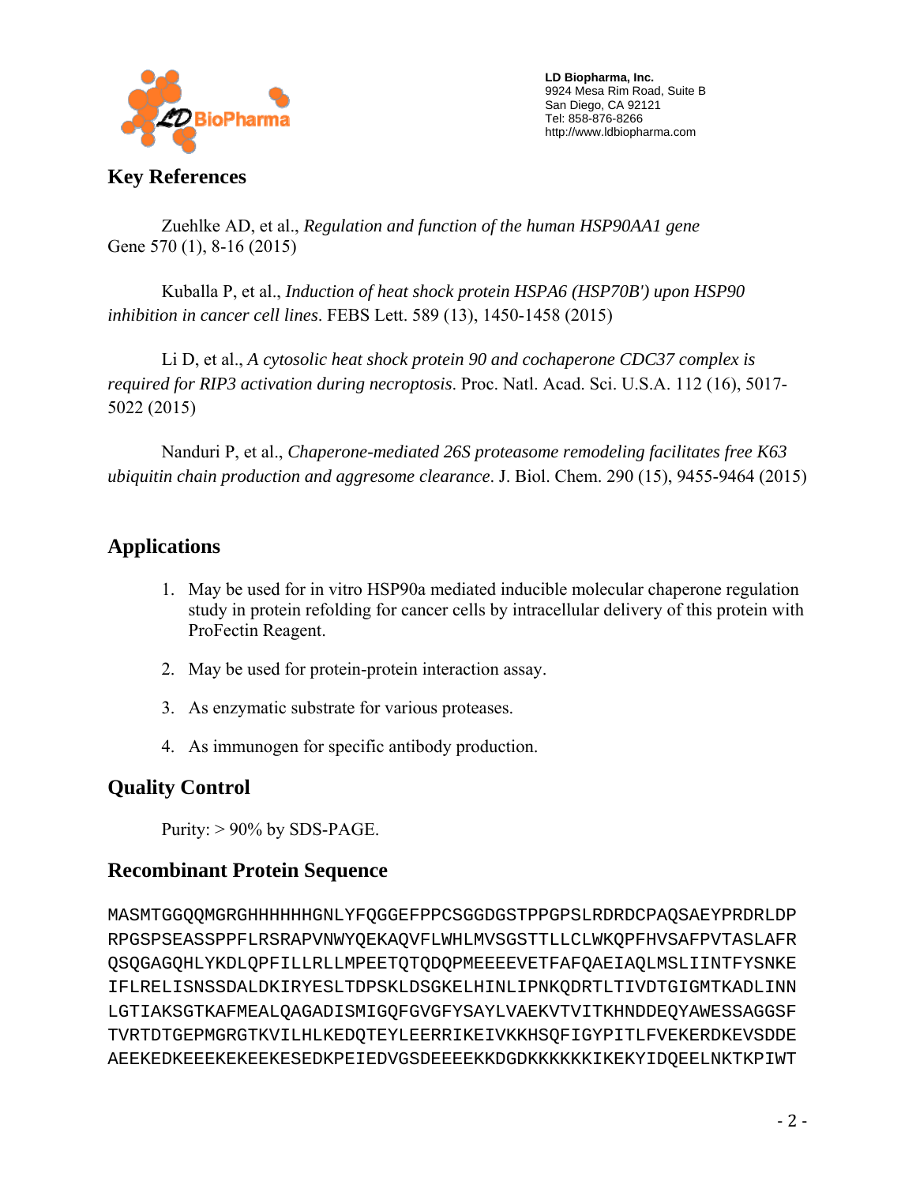## Key References

Zuehlke AD, et al., *Regulation and function of the human HSP90AA1 gene* Gene 570 (1), 8-16 (2015)

Kuballa P, et al., *Induction of heat shock protein HSPA6 (HSP70B') upon HSP90 inhibition in cancer cell lines*. FEBS Lett. 589 (13), 1450-1458 (2015)

Li D, et al., *A cytosolic heat shock protein 90 and cochaperone CDC37 complex is required for RIP3 activation during necroptosis*. Proc. Natl. Acad. Sci. U.S.A. 112 (16), 5017-5022 (2015)

Nanduri P, et al., *Chaperone-mediated 26S proteasome remodeling facilitates free K63 ubiquitin chain production and aggresome clearance*. J. Biol. Chem. 290 (15), 9455-9464 (2015)

## Applications

1. May be used for in vitro HSP90a mediated inducible molecular chaperone regulation study in protein refolding for cancer cells by intracellular delivery of this protein with ProFectin Reagent.
2. May be used for protein-protein interaction assay.
3. As enzymatic substrate for various proteases.
4. As immunogen for specific antibody production.

## Quality Control

Purity: > 90% by SDS-PAGE.

## Recombinant Protein Sequence

```
MASMTGGQQMGRGHHHHHHGNLYFQGGEFPPCSGGDGSTPPGPSLRDRDCPAQSAEYPRDRLDP
RPGSPSEASSPPFLRSRAPVNWYQEKAQVFLWHLMVSGSTTLLCLWKQPFHVSAFPVTASLAFR
QSQGAGQHLYKDLQPFILLRLLMPEETQTQDQPMEEEEVETFAFQAEIAQLMSLIINTFYSNKE
IFLRELISNSSDALDKIRYESLTDPSKLDSGKELHINLIPNKQDRTLTIVDTGIGMTKADLINN
LGTIAKSGTKAFMEALQAGADISMIGQFGVGFYSAYLVAEKVTVITKHNDDEQYAWESSAGGSF
TVRTDTGEPMGRGTKVILHLKEDQTEYLEERRIKEIVKKHSQFIGYPITLFVEKERDKEVSDDE
AEEKEDKEEEKEKEEKESEDKPEIEDVGSDEEEEKKDGDKKKKKKIKEKYIDQEELNKTKPIWT
```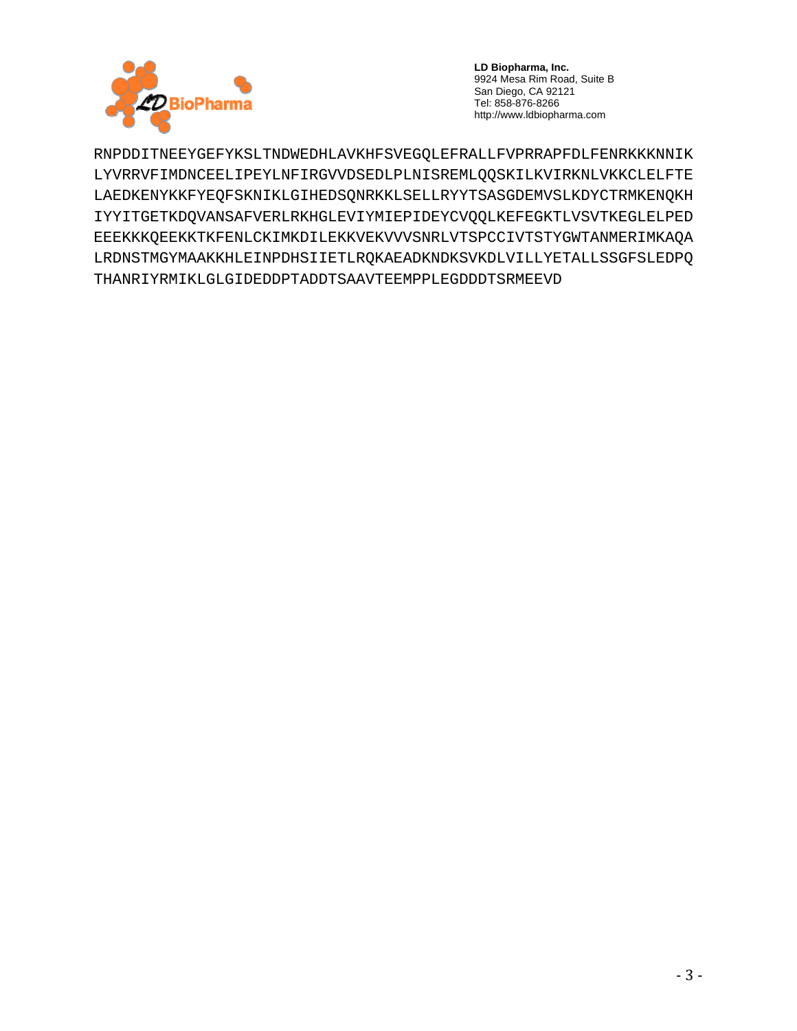**LD Biopharma, Inc.**
9924 Mesa Rim Road, Suite B
San Diego, CA 92121
Tel: 858-876-8266
http://www.ldbiopharma.com

```
RNPDDITNEEYGEFYKSLTNDWEDHLAVKHFSVEGQLEFRALLFVPRRAPFDLFENRKKKNNIK
LYVRRVFIMDNCEELIPEYLNFIRGVVDSEDLPLNISREMLQQSKILKVIRKNLVKKCLELFTE
LAEDKENYKKFYEQFSKNIKLGIHEDSQNRKKLSELLRYYTSASGDEMVSLKDYCTRMKENQKH
IYYITGETKDQVANSAFVERLRKHGLEVIYMIEPIDEYCVQQLKEFEGKTLVSVTKEGLELPED
EEEKKKQEEKKTKFENLCKIMKDILEKKVEKVVVSNRLVTSPCCIVTSTYGWTANMERIMKAQA
LRDNSTMGYMAAKKHLEINPDHSIIETLRQKAEADKNDKSVKDLVILLYETALLSSGFSLEDPQ
THANRIYRMIKLGLGIDEDDPTADDTSAAVTEEMPPLEGDDDTSRMEEVD
```